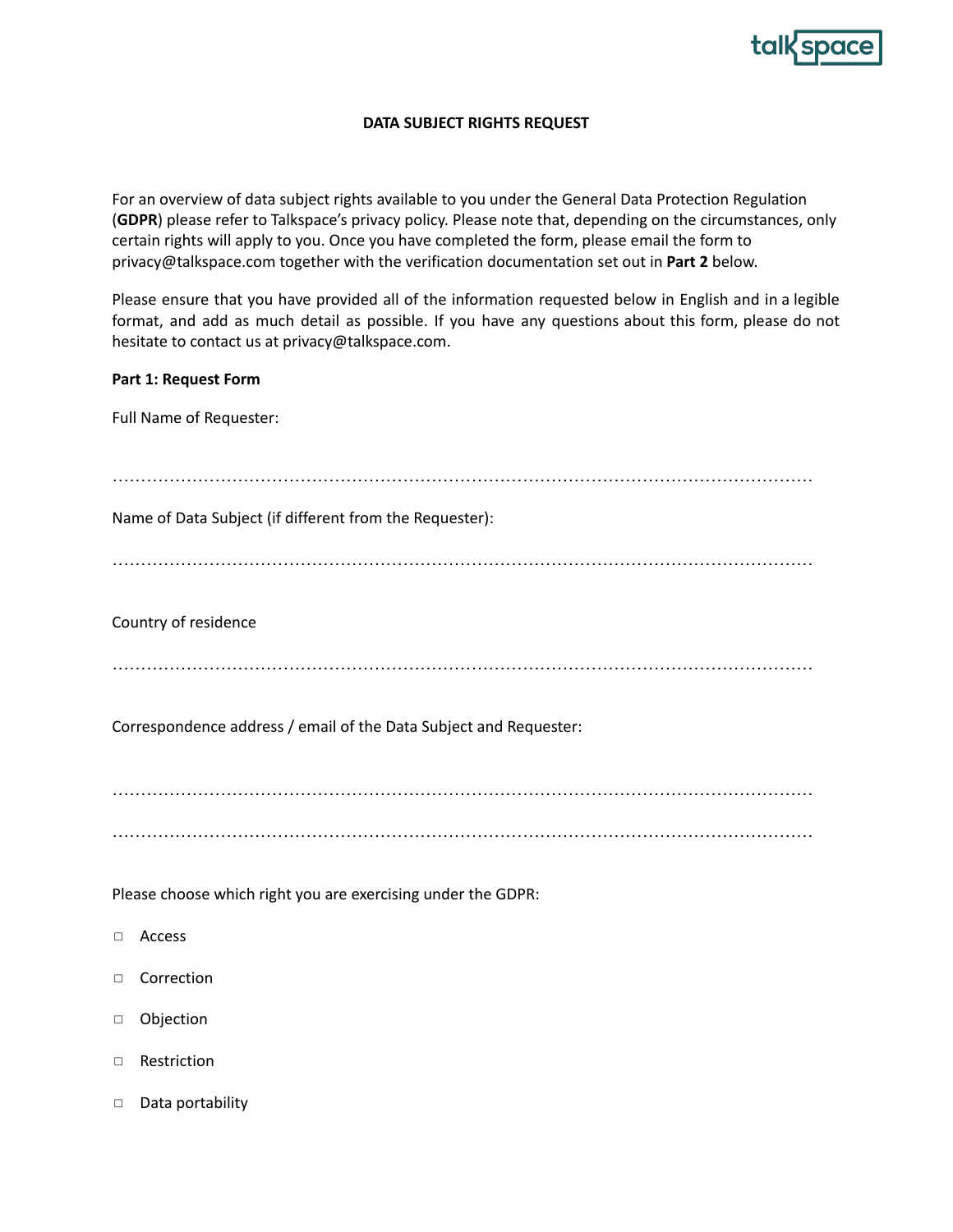**DATA SUBJECT RIGHTS REQUEST**

For an overview of data subject rights available to you under the General Data Protection Regulation (**GDPR**) please refer to Talkspace's privacy policy. Please note that, depending on the circumstances, only certain rights will apply to you. Once you have completed the form, please email the form to privacy@talkspace.com together with the verification documentation set out in **Part 2** below.

Please ensure that you have provided all of the information requested below in English and in a legible format, and add as much detail as possible. If you have any questions about this form, please do not hesitate to contact us at privacy@talkspace.com.

**Part 1: Request Form**

Full Name of Requester:

……………………………………………………………………………………………………………………

Name of Data Subject (if different from the Requester):

……………………………………………………………………………………………………………………

Country of residence

……………………………………………………………………………………………………………………

Correspondence address / email of the Data Subject and Requester:

……………………………………………………………………………………………………………………

……………………………………………………………………………………………………………………

Please choose which right you are exercising under the GDPR:

- ☐ Access
- ☐ Correction
- ☐ Objection
- ☐ Restriction
- ☐ Data portability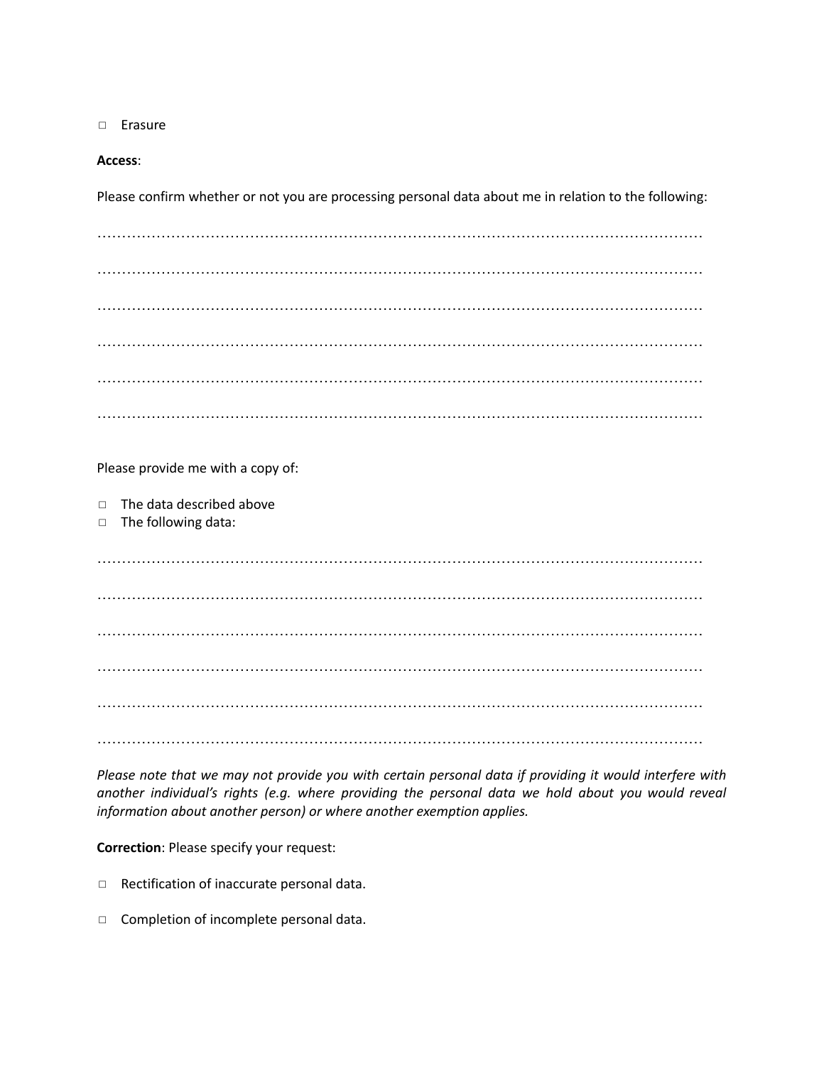□ Erasure

**Access**:

Please confirm whether or not you are processing personal data about me in relation to the following:

……………………………………………………………………………………………………………

……………………………………………………………………………………………………………

……………………………………………………………………………………………………………

……………………………………………………………………………………………………………

……………………………………………………………………………………………………………

……………………………………………………………………………………………………………

Please provide me with a copy of:

□ The data described above
□ The following data:

……………………………………………………………………………………………………………

……………………………………………………………………………………………………………

……………………………………………………………………………………………………………

……………………………………………………………………………………………………………

……………………………………………………………………………………………………………

……………………………………………………………………………………………………………

*Please note that we may not provide you with certain personal data if providing it would interfere with another individual's rights (e.g. where providing the personal data we hold about you would reveal information about another person) or where another exemption applies.*

**Correction**: Please specify your request:

□ Rectification of inaccurate personal data.

□ Completion of incomplete personal data.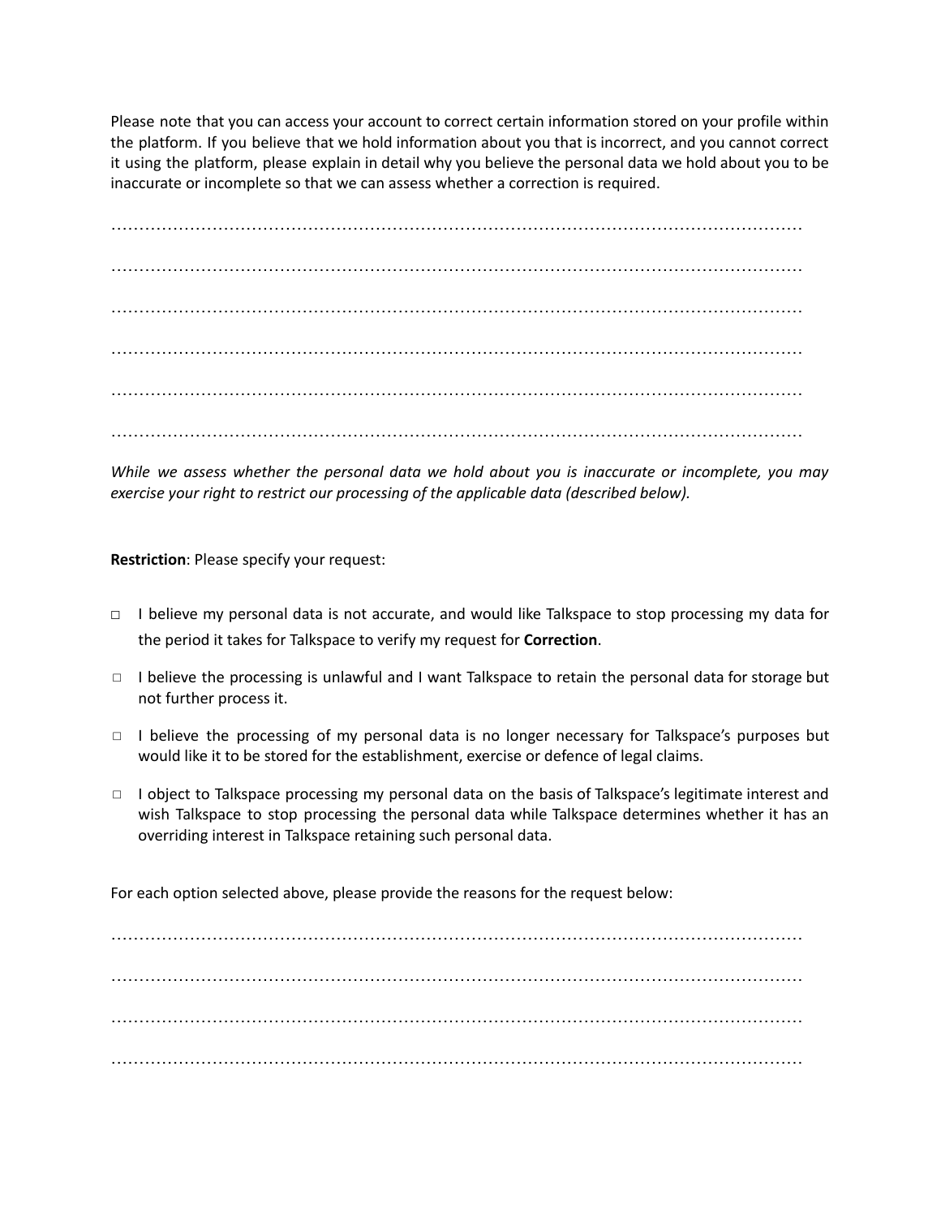Please note that you can access your account to correct certain information stored on your profile within the platform. If you believe that we hold information about you that is incorrect, and you cannot correct it using the platform, please explain in detail why you believe the personal data we hold about you to be inaccurate or incomplete so that we can assess whether a correction is required.

……………………………………………………………………………………………………………

……………………………………………………………………………………………………………

……………………………………………………………………………………………………………

……………………………………………………………………………………………………………

……………………………………………………………………………………………………………

……………………………………………………………………………………………………………

*While we assess whether the personal data we hold about you is inaccurate or incomplete, you may exercise your right to restrict our processing of the applicable data (described below).*

**Restriction**: Please specify your request:

- ☐ I believe my personal data is not accurate, and would like Talkspace to stop processing my data for the period it takes for Talkspace to verify my request for **Correction**.
- ☐ I believe the processing is unlawful and I want Talkspace to retain the personal data for storage but not further process it.
- ☐ I believe the processing of my personal data is no longer necessary for Talkspace's purposes but would like it to be stored for the establishment, exercise or defence of legal claims.
- ☐ I object to Talkspace processing my personal data on the basis of Talkspace's legitimate interest and wish Talkspace to stop processing the personal data while Talkspace determines whether it has an overriding interest in Talkspace retaining such personal data.

For each option selected above, please provide the reasons for the request below:

……………………………………………………………………………………………………………

……………………………………………………………………………………………………………

……………………………………………………………………………………………………………

……………………………………………………………………………………………………………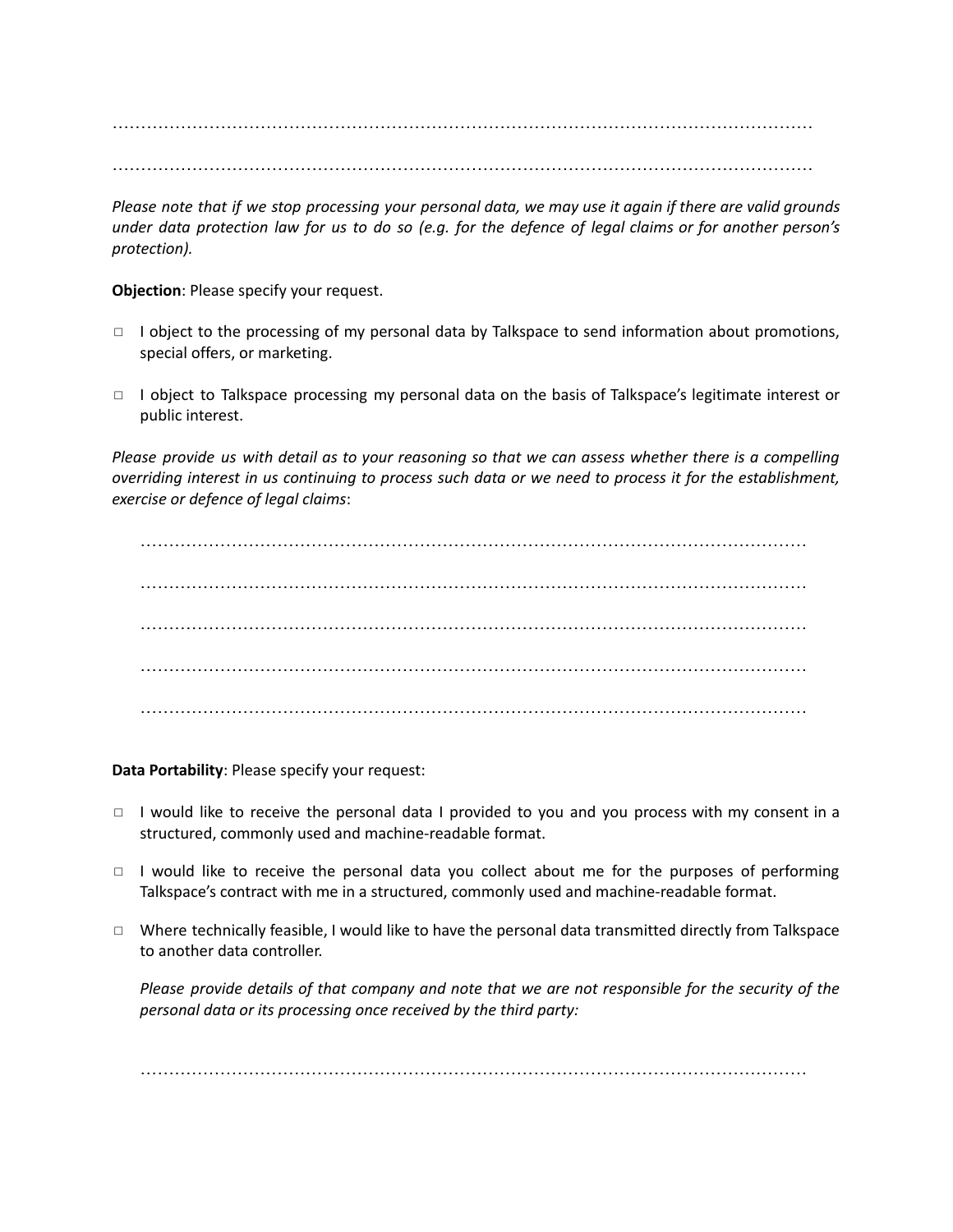…………………………………………………………………………………………………………………

…………………………………………………………………………………………………………………

*Please note that if we stop processing your personal data, we may use it again if there are valid grounds under data protection law for us to do so (e.g. for the defence of legal claims or for another person's protection).*

**Objection**: Please specify your request.

□ I object to the processing of my personal data by Talkspace to send information about promotions, special offers, or marketing.

□ I object to Talkspace processing my personal data on the basis of Talkspace's legitimate interest or public interest.

*Please provide us with detail as to your reasoning so that we can assess whether there is a compelling overriding interest in us continuing to process such data or we need to process it for the establishment, exercise or defence of legal claims*:

…………………………………………………………………………………………………………………

…………………………………………………………………………………………………………………

…………………………………………………………………………………………………………………

…………………………………………………………………………………………………………………

…………………………………………………………………………………………………………………

**Data Portability**: Please specify your request:

□ I would like to receive the personal data I provided to you and you process with my consent in a structured, commonly used and machine-readable format.

□ I would like to receive the personal data you collect about me for the purposes of performing Talkspace's contract with me in a structured, commonly used and machine-readable format.

□ Where technically feasible, I would like to have the personal data transmitted directly from Talkspace to another data controller.

*Please provide details of that company and note that we are not responsible for the security of the personal data or its processing once received by the third party:*

…………………………………………………………………………………………………………………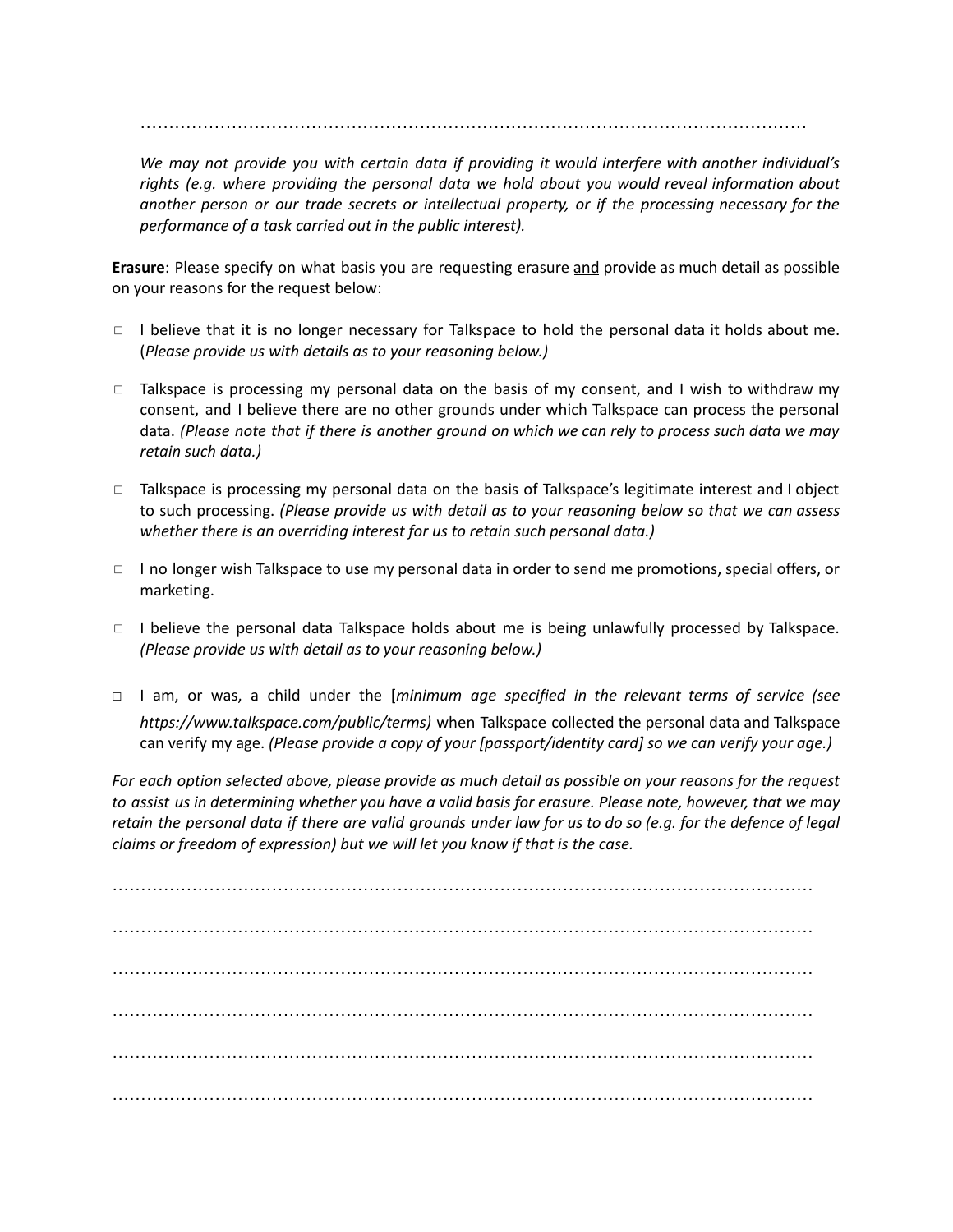…………………………………………………………………………………………………………

*We may not provide you with certain data if providing it would interfere with another individual's rights (e.g. where providing the personal data we hold about you would reveal information about another person or our trade secrets or intellectual property, or if the processing necessary for the performance of a task carried out in the public interest).*

**Erasure**: Please specify on what basis you are requesting erasure <u>and</u> provide as much detail as possible on your reasons for the request below:

- ▢ I believe that it is no longer necessary for Talkspace to hold the personal data it holds about me. (*Please provide us with details as to your reasoning below.)*

- ▢ Talkspace is processing my personal data on the basis of my consent, and I wish to withdraw my consent, and I believe there are no other grounds under which Talkspace can process the personal data. *(Please note that if there is another ground on which we can rely to process such data we may retain such data.)*

- ▢ Talkspace is processing my personal data on the basis of Talkspace's legitimate interest and I object to such processing. *(Please provide us with detail as to your reasoning below so that we can assess whether there is an overriding interest for us to retain such personal data.)*

- ▢ I no longer wish Talkspace to use my personal data in order to send me promotions, special offers, or marketing.

- ▢ I believe the personal data Talkspace holds about me is being unlawfully processed by Talkspace. *(Please provide us with detail as to your reasoning below.)*

- ▢ I am, or was, a child under the [*minimum age specified in the relevant terms of service (see https://www.talkspace.com/public/terms)* when Talkspace collected the personal data and Talkspace can verify my age. *(Please provide a copy of your [passport/identity card] so we can verify your age.)*

*For each option selected above, please provide as much detail as possible on your reasons for the request to assist us in determining whether you have a valid basis for erasure. Please note, however, that we may retain the personal data if there are valid grounds under law for us to do so (e.g. for the defence of legal claims or freedom of expression) but we will let you know if that is the case.*

…………………………………………………………………………………………………………

…………………………………………………………………………………………………………

…………………………………………………………………………………………………………

…………………………………………………………………………………………………………

…………………………………………………………………………………………………………

…………………………………………………………………………………………………………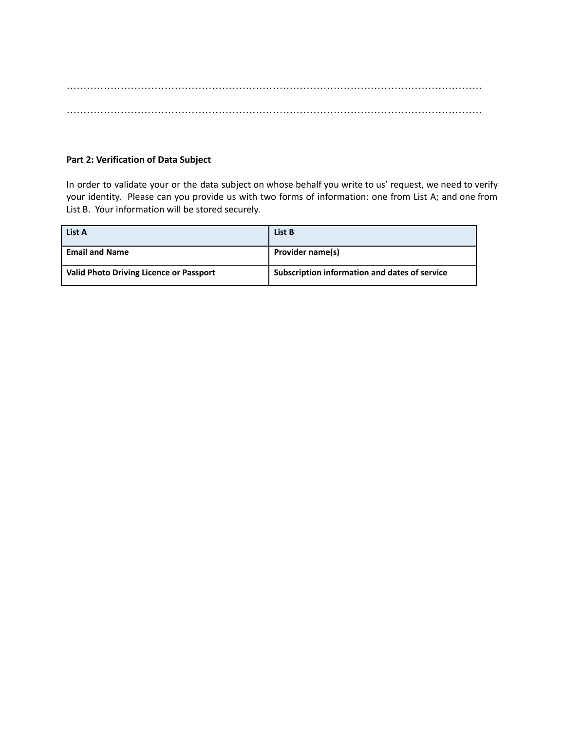……………………………………………………………………………………………………………………

……………………………………………………………………………………………………………………

**Part 2: Verification of Data Subject**

In order to validate your or the data subject on whose behalf you write to us' request, we need to verify your identity. Please can you provide us with two forms of information: one from List A; and one from List B. Your information will be stored securely.

| List A | List B |
|---|---|
| **Email and Name** | **Provider name(s)** |
| **Valid Photo Driving Licence or Passport** | **Subscription information and dates of service** |